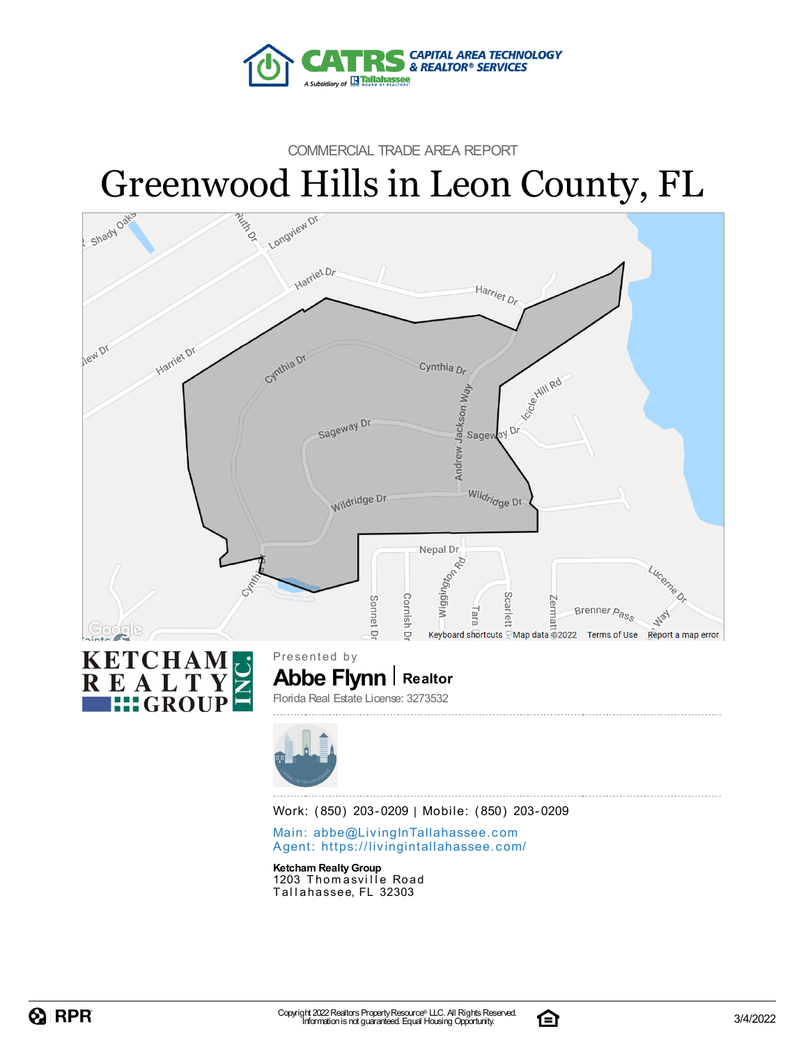COMMERCIAL TRADE AREA REPORT

# Greenwood Hills in Leon County, FL

Presented by

**Abbe Flynn** | **Realtor**

Florida Real Estate License: 3273532

Work: (850) 203-0209 | Mobile: (850) 203-0209

Main: abbe@LivingInTallahassee.com
Agent: https://livingintallahassee.com/

**Ketcham Realty Group**
1203 Thomasville Road
Tallahassee, FL 32303

Copyright 2022 Realtors Property Resource® LLC. All Rights Reserved.
Information is not guaranteed. Equal Housing Opportunity.

3/4/2022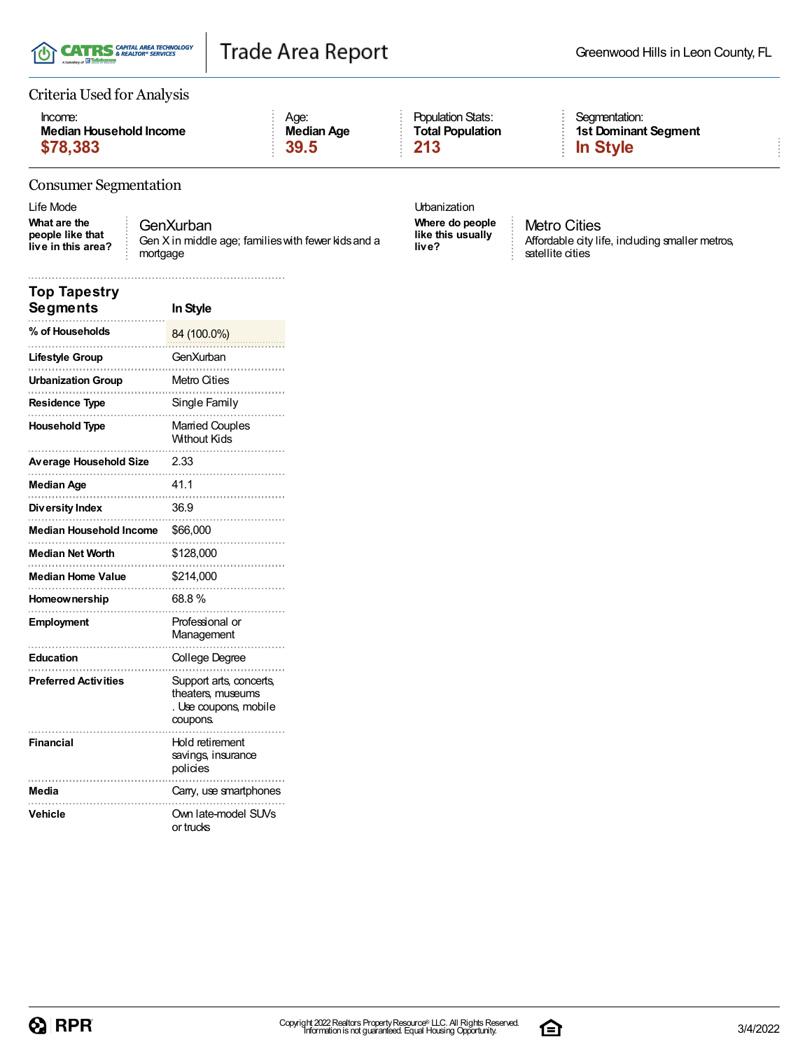# Trade Area Report

Greenwood Hills in Leon County, FL

## Criteria Used for Analysis

| Income: | Age: | Population Stats: | Segmentation: |
|---|---|---|---|
| **Median Household Income** | **Median Age** | **Total Population** | **1st Dominant Segment** |
| **$78,383** | **39.5** | **213** | **In Style** |

## Consumer Segmentation

**Life Mode**

**What are the people like that live in this area?**

GenXurban

Gen X in middle age; families with fewer kids and a mortgage

**Urbanization**

**Where do people like this usually live?**

Metro Cities

Affordable city life, including smaller metros, satellite cities

| Top Tapestry Segments | In Style |
|---|---|
| **% of Households** | 84 (100.0%) |
| **Lifestyle Group** | GenXurban |
| **Urbanization Group** | Metro Cities |
| **Residence Type** | Single Family |
| **Household Type** | Married Couples Without Kids |
| **Average Household Size** | 2.33 |
| **Median Age** | 41.1 |
| **Diversity Index** | 36.9 |
| **Median Household Income** | $66,000 |
| **Median Net Worth** | $128,000 |
| **Median Home Value** | $214,000 |
| **Homeownership** | 68.8 % |
| **Employment** | Professional or Management |
| **Education** | College Degree |
| **Preferred Activities** | Support arts, concerts, theaters, museums . Use coupons, mobile coupons. |
| **Financial** | Hold retirement savings, insurance policies |
| **Media** | Carry, use smartphones |
| **Vehicle** | Own late-model SUVs or trucks |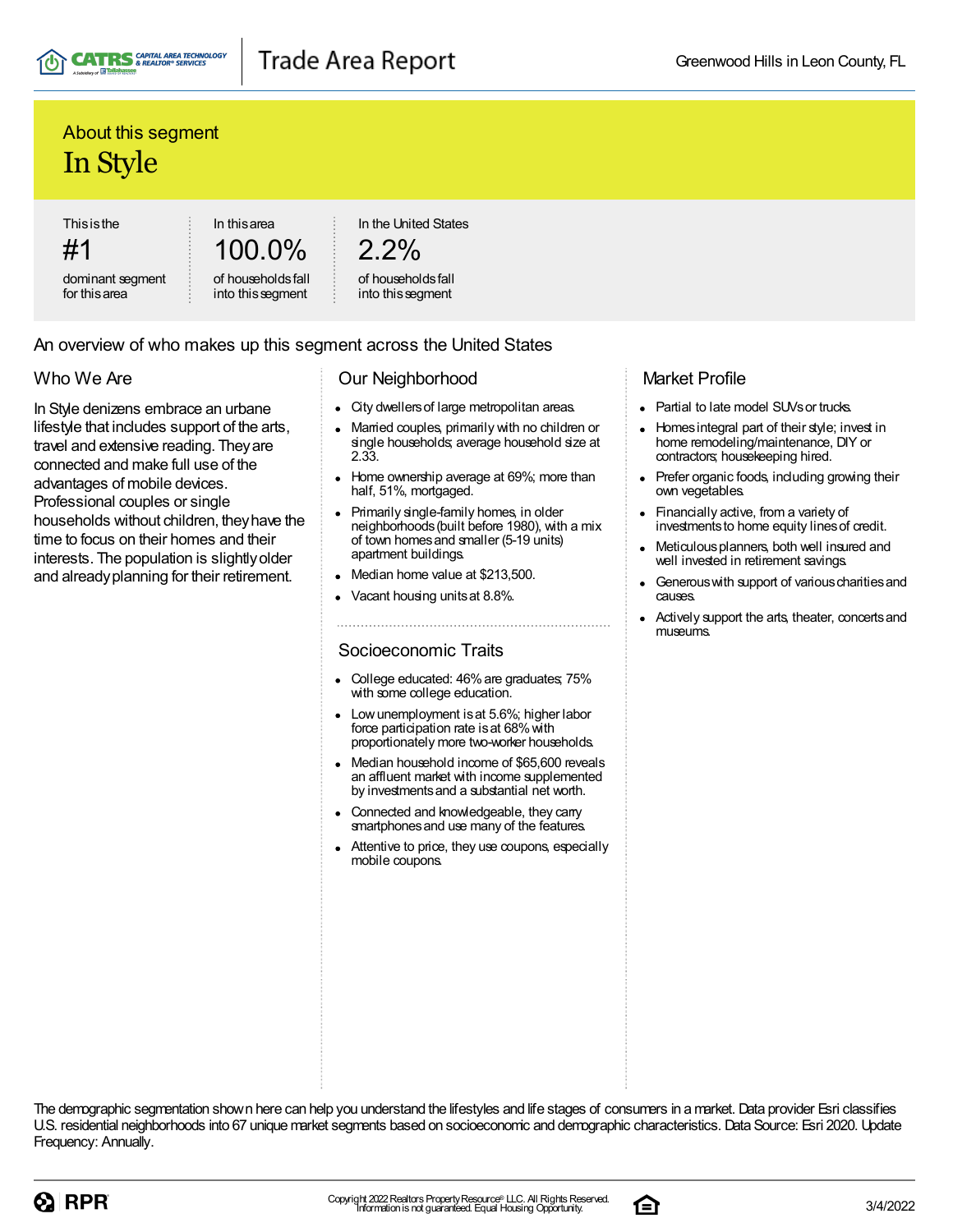## About this segment

# In Style

| This is the | In this area | In the United States |
|---|---|---|
| #1 | 100.0% | 2.2% |
| dominant segment for this area | of households fall into this segment | of households fall into this segment |

## An overview of who makes up this segment across the United States

### Who We Are

In Style denizens embrace an urbane lifestyle that includes support of the arts, travel and extensive reading. They are connected and make full use of the advantages of mobile devices. Professional couples or single households without children, they have the time to focus on their homes and their interests. The population is slightly older and already planning for their retirement.

### Our Neighborhood

- City dwellers of large metropolitan areas.
- Married couples, primarily with no children or single households; average household size at 2.33.
- Home ownership average at 69%; more than half, 51%, mortgaged.
- Primarily single-family homes, in older neighborhoods (built before 1980), with a mix of town homes and smaller (5-19 units) apartment buildings.
- Median home value at $213,500.
- Vacant housing units at 8.8%.

### Socioeconomic Traits

- College educated: 46% are graduates; 75% with some college education.
- Low unemployment is at 5.6%; higher labor force participation rate is at 68% with proportionately more two-worker households.
- Median household income of $65,600 reveals an affluent market with income supplemented by investments and a substantial net worth.
- Connected and knowledgeable, they carry smartphones and use many of the features.
- Attentive to price, they use coupons, especially mobile coupons.

### Market Profile

- Partial to late model SUVs or trucks.
- Homes integral part of their style; invest in home remodeling/maintenance, DIY or contractors; housekeeping hired.
- Prefer organic foods, including growing their own vegetables.
- Financially active, from a variety of investments to home equity lines of credit.
- Meticulous planners, both well insured and well invested in retirement savings.
- Generous with support of various charities and causes.
- Actively support the arts, theater, concerts and museums.

The demographic segmentation shown here can help you understand the lifestyles and life stages of consumers in a market. Data provider Esri classifies U.S. residential neighborhoods into 67 unique market segments based on socioeconomic and demographic characteristics. Data Source: Esri 2020. Update Frequency: Annually.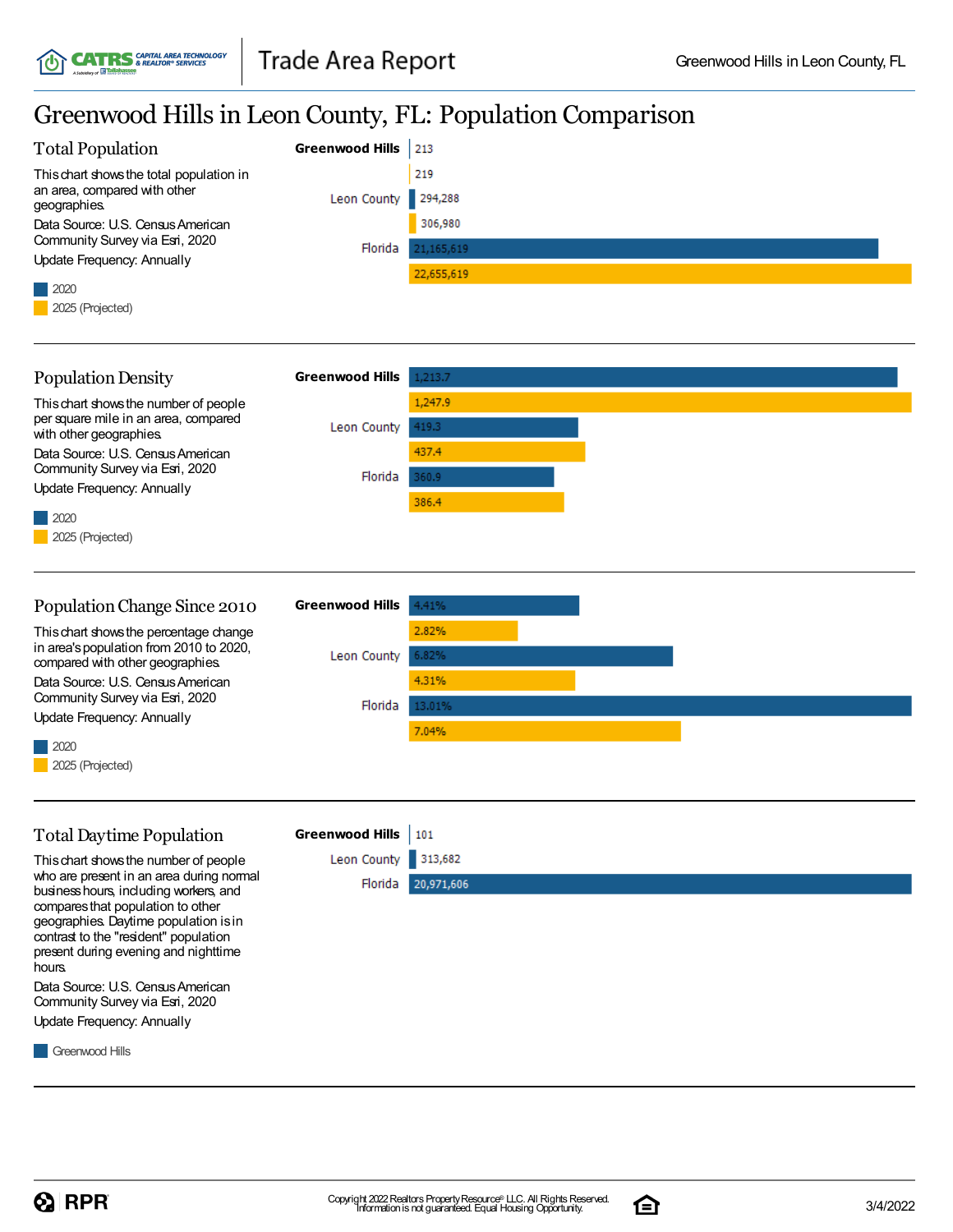# Greenwood Hills in Leon County, FL: Population Comparison

## Total Population

This chart shows the total population in an area, compared with other geographies.

Data Source: U.S. Census American Community Survey via Esri, 2020

Update Frequency: Annually

| Geography | 2020 | 2025 (Projected) |
|---|---|---|
| Greenwood Hills | 213 | 219 |
| Leon County | 294,288 | 306,980 |
| Florida | 21,165,619 | 22,655,619 |

## Population Density

This chart shows the number of people per square mile in an area, compared with other geographies.

Data Source: U.S. Census American Community Survey via Esri, 2020

Update Frequency: Annually

| Geography | 2020 | 2025 (Projected) |
|---|---|---|
| Greenwood Hills | 1,213.7 | 1,247.9 |
| Leon County | 419.3 | 437.4 |
| Florida | 360.9 | 386.4 |

## Population Change Since 2010

This chart shows the percentage change in area's population from 2010 to 2020, compared with other geographies.

Data Source: U.S. Census American Community Survey via Esri, 2020

Update Frequency: Annually

| Geography | 2020 | 2025 (Projected) |
|---|---|---|
| Greenwood Hills | 4.41% | 2.82% |
| Leon County | 6.82% | 4.31% |
| Florida | 13.01% | 7.04% |

## Total Daytime Population

This chart shows the number of people who are present in an area during normal business hours, including workers, and compares that population to other geographies. Daytime population is in contrast to the "resident" population present during evening and nighttime hours.

Data Source: U.S. Census American Community Survey via Esri, 2020

Update Frequency: Annually

| Geography | Greenwood Hills |
|---|---|
| Greenwood Hills | 101 |
| Leon County | 313,682 |
| Florida | 20,971,606 |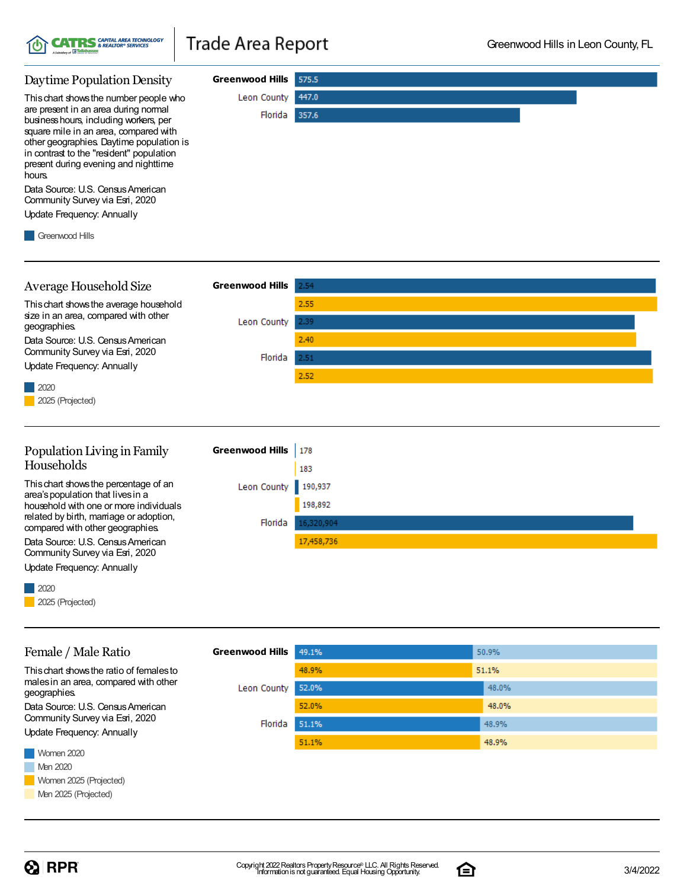## Daytime Population Density

This chart shows the number people who are present in an area during normal business hours, including workers, per square mile in an area, compared with other geographies. Daytime population is in contrast to the "resident" population present during evening and nighttime hours.

Data Source: U.S. Census American Community Survey via Esri, 2020

Update Frequency: Annually

| | Greenwood Hills |
|---|---|
| Greenwood Hills | 575.5 |
| Leon County | 447.0 |
| Florida | 357.6 |

## Average Household Size

This chart shows the average household size in an area, compared with other geographies.

Data Source: U.S. Census American Community Survey via Esri, 2020

Update Frequency: Annually

| | 2020 | 2025 (Projected) |
|---|---|---|
| Greenwood Hills | 2.54 | 2.55 |
| Leon County | 2.39 | 2.40 |
| Florida | 2.51 | 2.52 |

## Population Living in Family Households

This chart shows the percentage of an area's population that lives in a household with one or more individuals related by birth, marriage or adoption, compared with other geographies.

Data Source: U.S. Census American Community Survey via Esri, 2020

Update Frequency: Annually

| | 2020 | 2025 (Projected) |
|---|---|---|
| Greenwood Hills | 178 | 183 |
| Leon County | 190,937 | 198,892 |
| Florida | 16,320,904 | 17,458,736 |

## Female / Male Ratio

This chart shows the ratio of females to males in an area, compared with other geographies.

Data Source: U.S. Census American Community Survey via Esri, 2020

Update Frequency: Annually

| | Women 2020 | Men 2020 | Women 2025 (Projected) | Men 2025 (Projected) |
|---|---|---|---|---|
| Greenwood Hills | 49.1% | 50.9% | 48.9% | 51.1% |
| Leon County | 52.0% | 48.0% | 52.0% | 48.0% |
| Florida | 51.1% | 48.9% | 51.1% | 48.9% |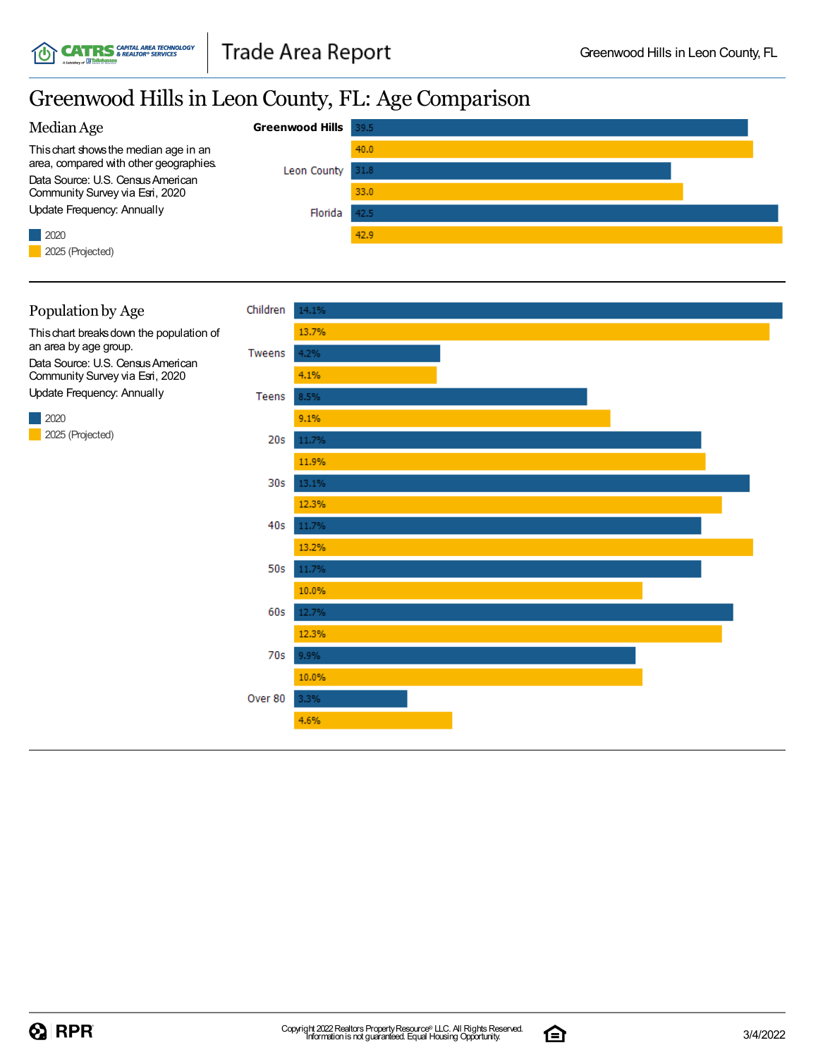# Greenwood Hills in Leon County, FL: Age Comparison

## Median Age

This chart shows the median age in an area, compared with other geographies.

Data Source: U.S. Census American Community Survey via Esri, 2020

Update Frequency: Annually

| Geography | 2020 | 2025 (Projected) |
|---|---|---|
| **Greenwood Hills** | 39.5 | 40.0 |
| Leon County | 31.8 | 33.0 |
| Florida | 42.5 | 42.9 |

## Population by Age

This chart breaks down the population of an area by age group.

Data Source: U.S. Census American Community Survey via Esri, 2020

Update Frequency: Annually

| Age Group | 2020 | 2025 (Projected) |
|---|---|---|
| Children | 14.1% | 13.7% |
| Tweens | 4.2% | 4.1% |
| Teens | 8.5% | 9.1% |
| 20s | 11.7% | 11.9% |
| 30s | 13.1% | 12.3% |
| 40s | 11.7% | 13.2% |
| 50s | 11.7% | 10.0% |
| 60s | 12.7% | 12.3% |
| 70s | 9.9% | 10.0% |
| Over 80 | 3.3% | 4.6% |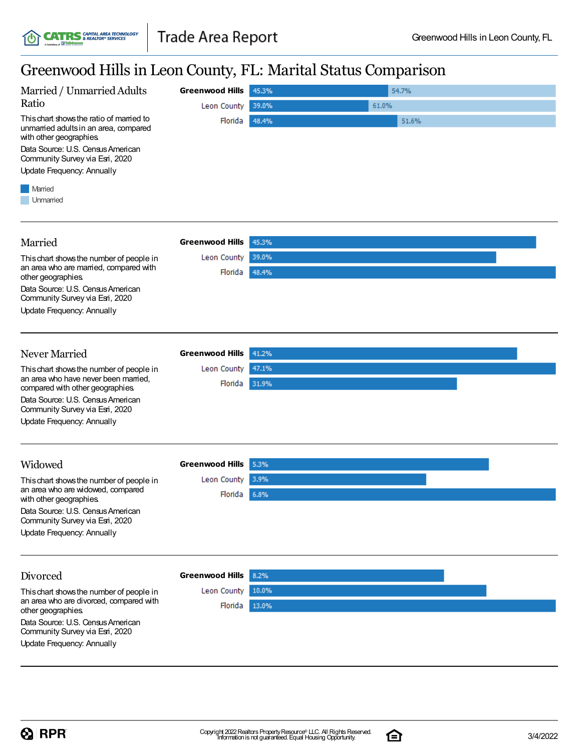# Greenwood Hills in Leon County, FL: Marital Status Comparison

## Married / Unmarried Adults Ratio

This chart shows the ratio of married to unmarried adults in an area, compared with other geographies.

Data Source: U.S. Census American Community Survey via Esri, 2020

Update Frequency: Annually

| | Married | Unmarried |
|---|---|---|
| **Greenwood Hills** | 45.3% | 54.7% |
| Leon County | 39.0% | 61.0% |
| Florida | 48.4% | 51.6% |

## Married

This chart shows the number of people in an area who are married, compared with other geographies.

Data Source: U.S. Census American Community Survey via Esri, 2020

Update Frequency: Annually

| | Married |
|---|---|
| **Greenwood Hills** | 45.3% |
| Leon County | 39.0% |
| Florida | 48.4% |

## Never Married

This chart shows the number of people in an area who have never been married, compared with other geographies.

Data Source: U.S. Census American Community Survey via Esri, 2020

Update Frequency: Annually

| | Never Married |
|---|---|
| **Greenwood Hills** | 41.2% |
| Leon County | 47.1% |
| Florida | 31.9% |

## Widowed

This chart shows the number of people in an area who are widowed, compared with other geographies.

Data Source: U.S. Census American Community Survey via Esri, 2020

Update Frequency: Annually

| | Widowed |
|---|---|
| **Greenwood Hills** | 5.3% |
| Leon County | 3.9% |
| Florida | 6.8% |

## Divorced

This chart shows the number of people in an area who are divorced, compared with other geographies.

Data Source: U.S. Census American Community Survey via Esri, 2020

Update Frequency: Annually

| | Divorced |
|---|---|
| **Greenwood Hills** | 8.2% |
| Leon County | 10.0% |
| Florida | 13.0% |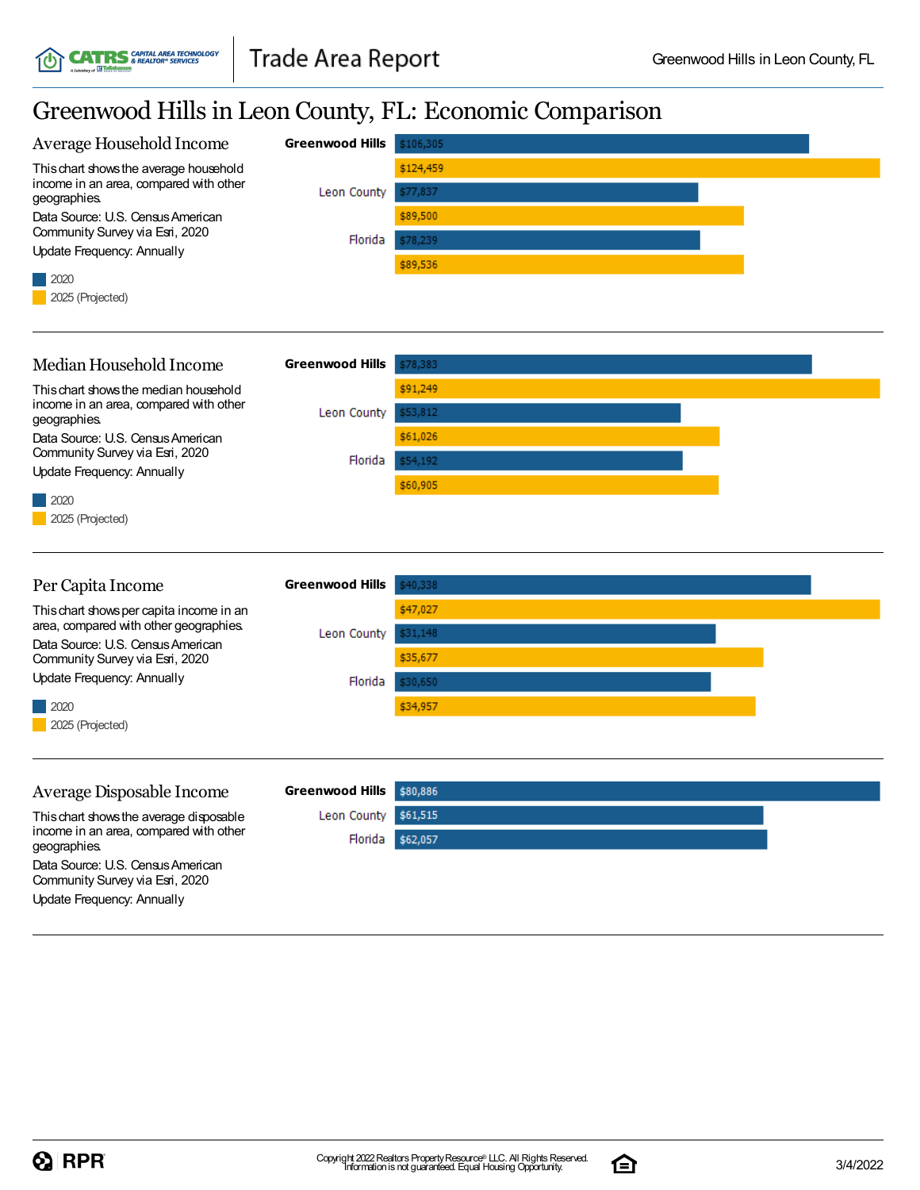# Greenwood Hills in Leon County, FL: Economic Comparison

## Average Household Income

This chart shows the average household income in an area, compared with other geographies.

Data Source: U.S. Census American Community Survey via Esri, 2020

Update Frequency: Annually

| | 2020 | 2025 (Projected) |
|---|---|---|
| Greenwood Hills | $106,305 | $124,459 |
| Leon County | $77,837 | $89,500 |
| Florida | $78,239 | $89,536 |

## Median Household Income

This chart shows the median household income in an area, compared with other geographies.

Data Source: U.S. Census American Community Survey via Esri, 2020

Update Frequency: Annually

| | 2020 | 2025 (Projected) |
|---|---|---|
| Greenwood Hills | $78,383 | $91,249 |
| Leon County | $53,812 | $61,026 |
| Florida | $54,192 | $60,905 |

## Per Capita Income

This chart shows per capita income in an area, compared with other geographies.

Data Source: U.S. Census American Community Survey via Esri, 2020

Update Frequency: Annually

| | 2020 | 2025 (Projected) |
|---|---|---|
| Greenwood Hills | $40,338 | $47,027 |
| Leon County | $31,148 | $35,677 |
| Florida | $30,650 | $34,957 |

## Average Disposable Income

This chart shows the average disposable income in an area, compared with other geographies.

Data Source: U.S. Census American Community Survey via Esri, 2020

Update Frequency: Annually

| | Average Disposable Income |
|---|---|
| Greenwood Hills | $80,886 |
| Leon County | $61,515 |
| Florida | $62,057 |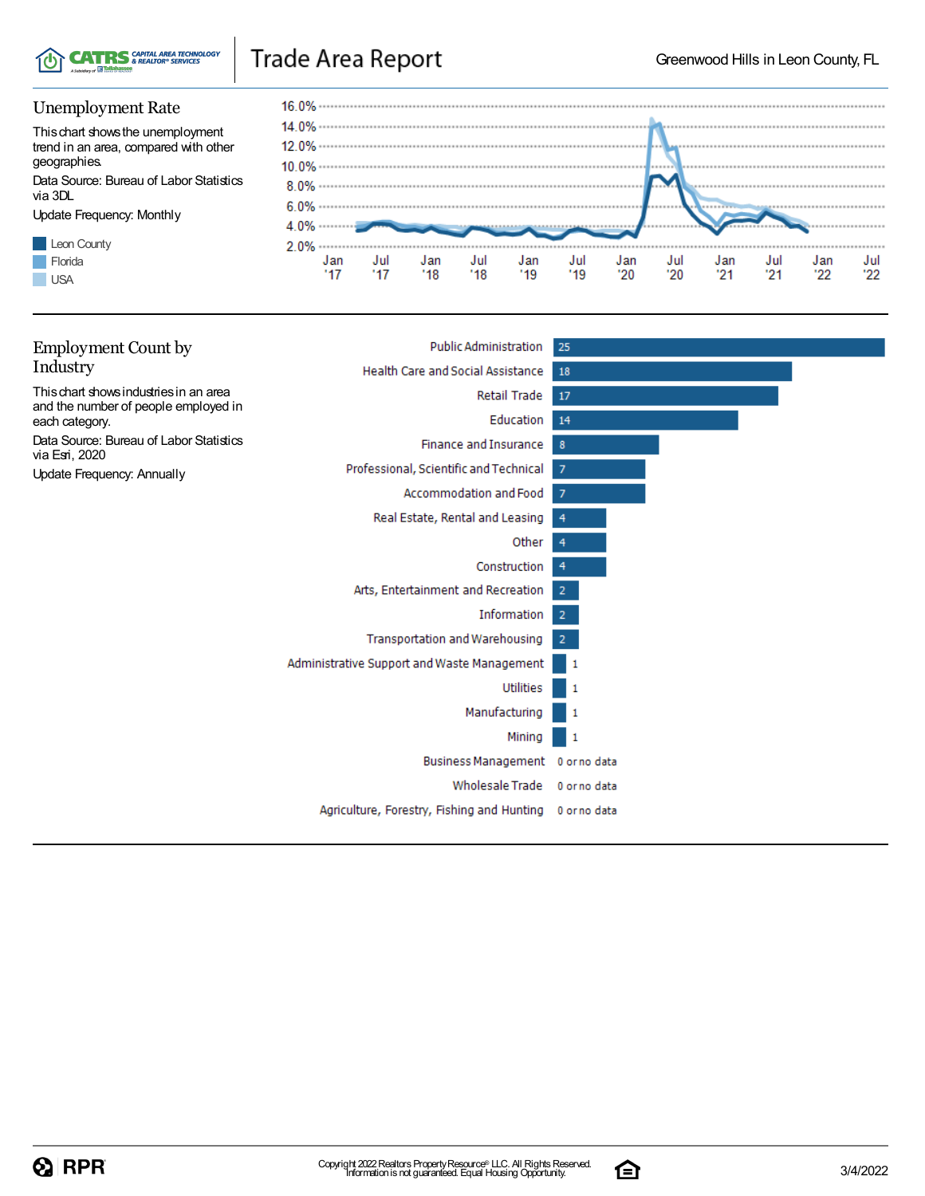# Trade Area Report

Greenwood Hills in Leon County, FL

## Unemployment Rate

This chart shows the unemployment trend in an area, compared with other geographies.

Data Source: Bureau of Labor Statistics via 3DL

Update Frequency: Monthly

- Leon County
- Florida
- USA

## Employment Count by Industry

This chart shows industries in an area and the number of people employed in each category.

Data Source: Bureau of Labor Statistics via Esri, 2020

Update Frequency: Annually

| Industry | Count |
| --- | --- |
| Public Administration | 25 |
| Health Care and Social Assistance | 18 |
| Retail Trade | 17 |
| Education | 14 |
| Finance and Insurance | 8 |
| Professional, Scientific and Technical | 7 |
| Accommodation and Food | 7 |
| Real Estate, Rental and Leasing | 4 |
| Other | 4 |
| Construction | 4 |
| Arts, Entertainment and Recreation | 2 |
| Information | 2 |
| Transportation and Warehousing | 2 |
| Administrative Support and Waste Management | 1 |
| Utilities | 1 |
| Manufacturing | 1 |
| Mining | 1 |
| Business Management | 0 or no data |
| Wholesale Trade | 0 or no data |
| Agriculture, Forestry, Fishing and Hunting | 0 or no data |

Copyright 2022 Realtors Property Resource® LLC. All Rights Reserved. Information is not guaranteed. Equal Housing Opportunity.

3/4/2022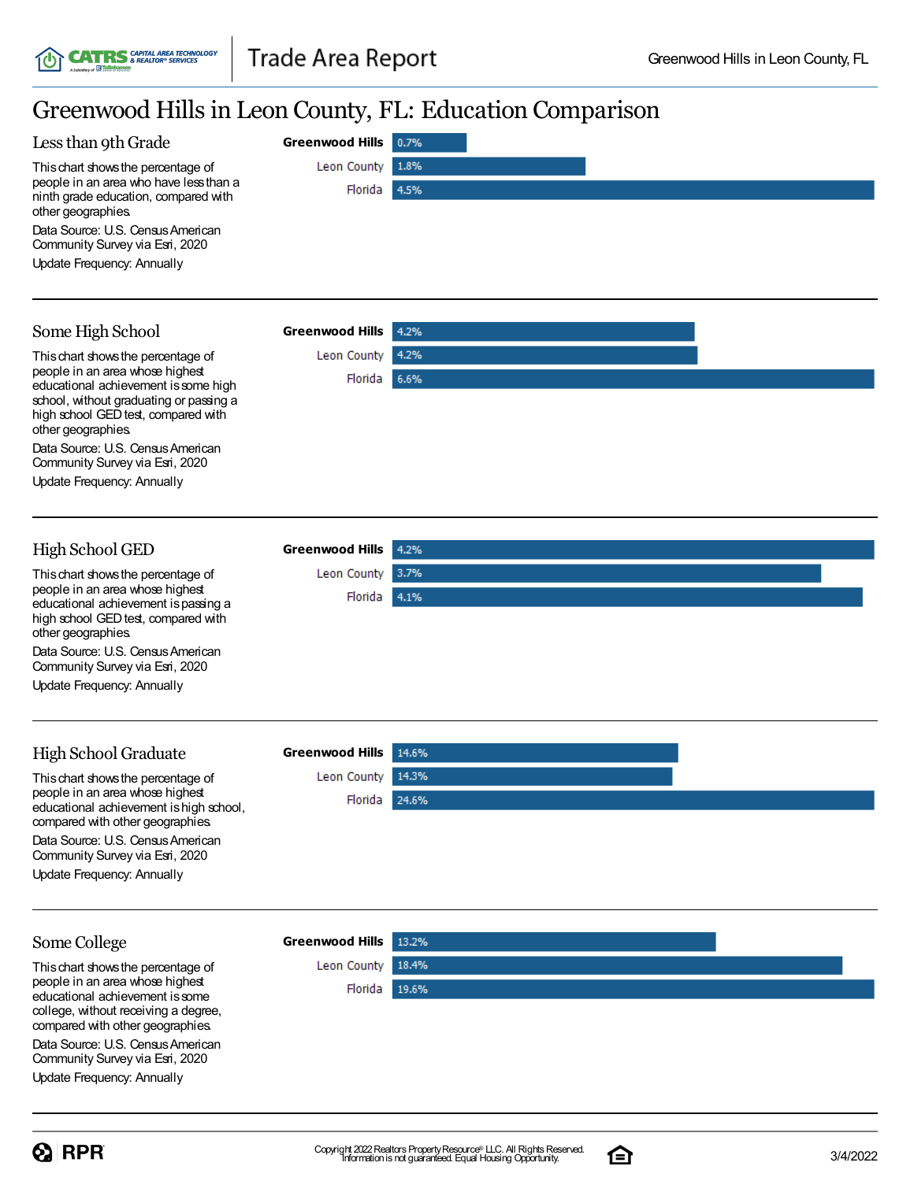# Greenwood Hills in Leon County, FL: Education Comparison

## Less than 9th Grade

This chart shows the percentage of people in an area who have less than a ninth grade education, compared with other geographies.

Data Source: U.S. Census American Community Survey via Esri, 2020

Update Frequency: Annually

| Geography | Percentage |
|---|---|
| **Greenwood Hills** | 0.7% |
| Leon County | 1.8% |
| Florida | 4.5% |

## Some High School

This chart shows the percentage of people in an area whose highest educational achievement is some high school, without graduating or passing a high school GED test, compared with other geographies.

Data Source: U.S. Census American Community Survey via Esri, 2020

Update Frequency: Annually

| Geography | Percentage |
|---|---|
| **Greenwood Hills** | 4.2% |
| Leon County | 4.2% |
| Florida | 6.6% |

## High School GED

This chart shows the percentage of people in an area whose highest educational achievement is passing a high school GED test, compared with other geographies.

Data Source: U.S. Census American Community Survey via Esri, 2020

Update Frequency: Annually

| Geography | Percentage |
|---|---|
| **Greenwood Hills** | 4.2% |
| Leon County | 3.7% |
| Florida | 4.1% |

## High School Graduate

This chart shows the percentage of people in an area whose highest educational achievement is high school, compared with other geographies.

Data Source: U.S. Census American Community Survey via Esri, 2020

Update Frequency: Annually

| Geography | Percentage |
|---|---|
| **Greenwood Hills** | 14.6% |
| Leon County | 14.3% |
| Florida | 24.6% |

## Some College

This chart shows the percentage of people in an area whose highest educational achievement is some college, without receiving a degree, compared with other geographies.

Data Source: U.S. Census American Community Survey via Esri, 2020

Update Frequency: Annually

| Geography | Percentage |
|---|---|
| **Greenwood Hills** | 13.2% |
| Leon County | 18.4% |
| Florida | 19.6% |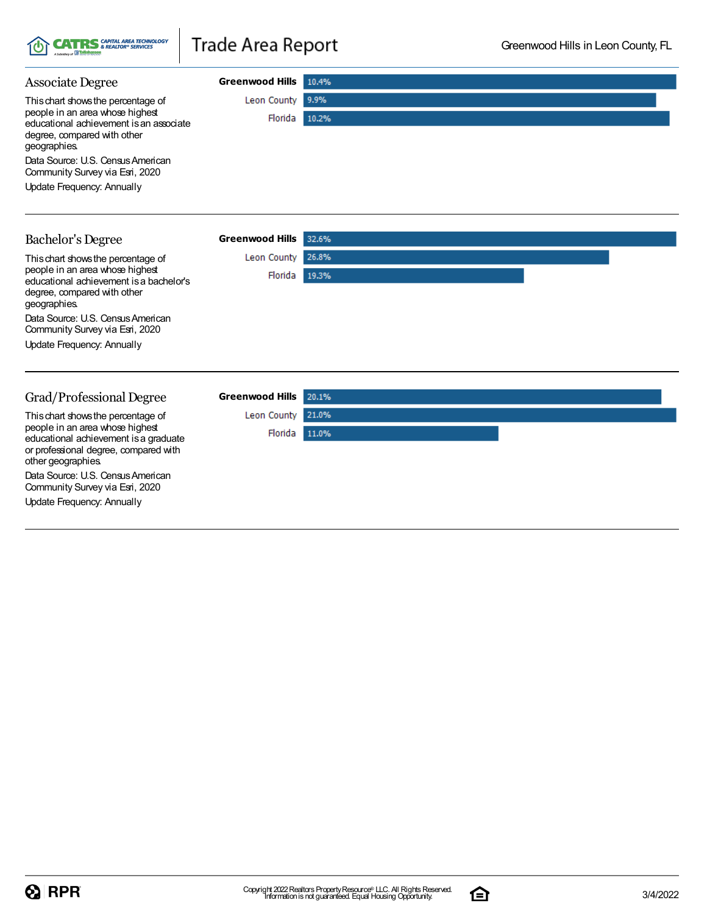## Associate Degree

This chart shows the percentage of people in an area whose highest educational achievement is an associate degree, compared with other geographies.

Data Source: U.S. Census American Community Survey via Esri, 2020

Update Frequency: Annually

| Geography | Percentage |
|---|---|
| **Greenwood Hills** | 10.4% |
| Leon County | 9.9% |
| Florida | 10.2% |

## Bachelor's Degree

This chart shows the percentage of people in an area whose highest educational achievement is a bachelor's degree, compared with other geographies.

Data Source: U.S. Census American Community Survey via Esri, 2020

Update Frequency: Annually

| Geography | Percentage |
|---|---|
| **Greenwood Hills** | 32.6% |
| Leon County | 26.8% |
| Florida | 19.3% |

## Grad/Professional Degree

This chart shows the percentage of people in an area whose highest educational achievement is a graduate or professional degree, compared with other geographies.

Data Source: U.S. Census American Community Survey via Esri, 2020

Update Frequency: Annually

| Geography | Percentage |
|---|---|
| **Greenwood Hills** | 20.1% |
| Leon County | 21.0% |
| Florida | 11.0% |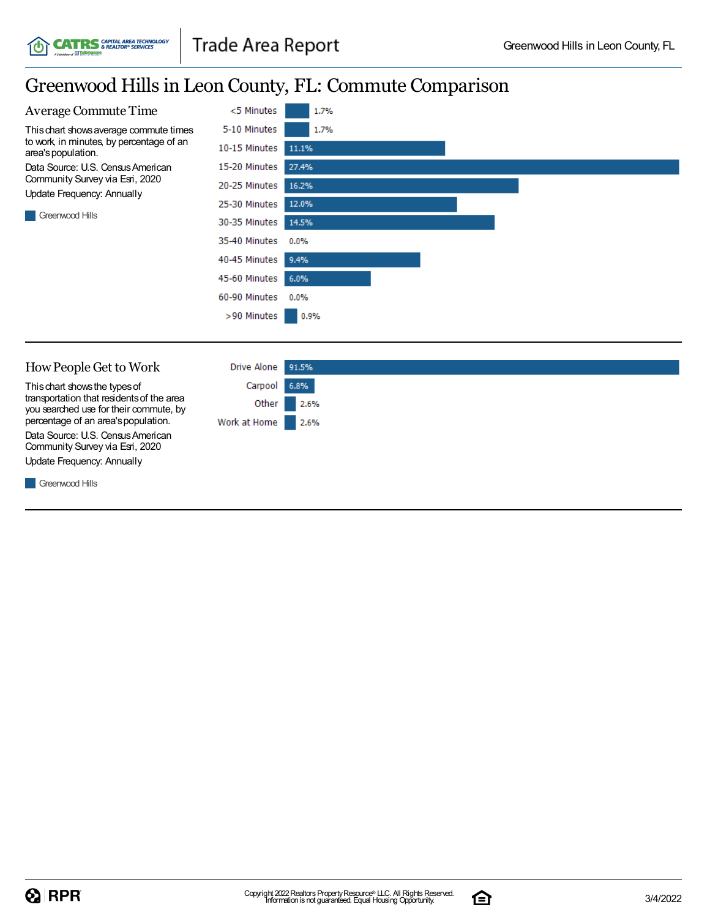# Greenwood Hills in Leon County, FL: Commute Comparison

## Average Commute Time

This chart shows average commute times to work, in minutes, by percentage of an area's population.

Data Source: U.S. Census American Community Survey via Esri, 2020

Update Frequency: Annually

Greenwood Hills

| Commute Time | Greenwood Hills |
|---|---|
| <5 Minutes | 1.7% |
| 5-10 Minutes | 1.7% |
| 10-15 Minutes | 11.1% |
| 15-20 Minutes | 27.4% |
| 20-25 Minutes | 16.2% |
| 25-30 Minutes | 12.0% |
| 30-35 Minutes | 14.5% |
| 35-40 Minutes | 0.0% |
| 40-45 Minutes | 9.4% |
| 45-60 Minutes | 6.0% |
| 60-90 Minutes | 0.0% |
| >90 Minutes | 0.9% |

## How People Get to Work

This chart shows the types of transportation that residents of the area you searched use for their commute, by percentage of an area's population.

Data Source: U.S. Census American Community Survey via Esri, 2020

Update Frequency: Annually

Greenwood Hills

| Transportation | Greenwood Hills |
|---|---|
| Drive Alone | 91.5% |
| Carpool | 6.8% |
| Other | 2.6% |
| Work at Home | 2.6% |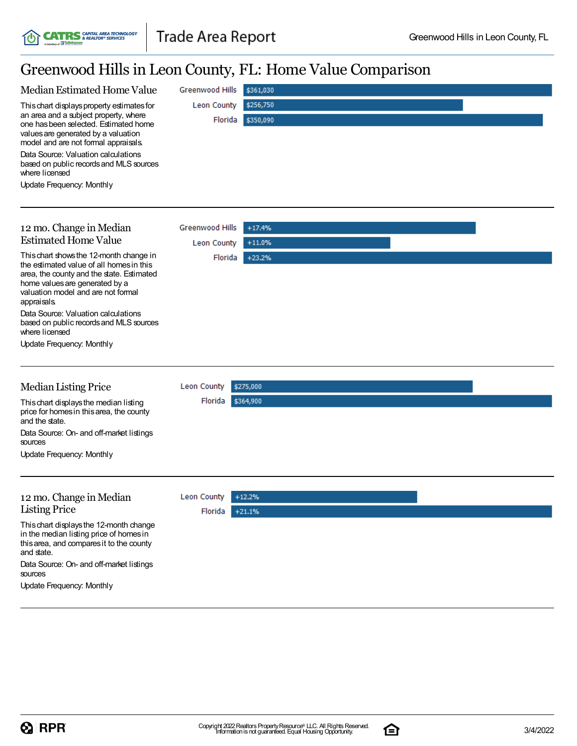# Greenwood Hills in Leon County, FL: Home Value Comparison

## Median Estimated Home Value

This chart displays property estimates for an area and a subject property, where one has been selected. Estimated home values are generated by a valuation model and are not formal appraisals.

Data Source: Valuation calculations based on public records and MLS sources where licensed

Update Frequency: Monthly

| Area | Value |
|---|---|
| Greenwood Hills | $361,030 |
| Leon County | $256,750 |
| Florida | $350,090 |

## 12 mo. Change in Median Estimated Home Value

This chart shows the 12-month change in the estimated value of all homes in this area, the county and the state. Estimated home values are generated by a valuation model and are not formal appraisals.

Data Source: Valuation calculations based on public records and MLS sources where licensed

Update Frequency: Monthly

| Area | Change |
|---|---|
| Greenwood Hills | +17.4% |
| Leon County | +11.0% |
| Florida | +23.2% |

## Median Listing Price

This chart displays the median listing price for homes in this area, the county and the state.

Data Source: On- and off-market listings sources

Update Frequency: Monthly

| Area | Price |
|---|---|
| Leon County | $275,000 |
| Florida | $364,900 |

## 12 mo. Change in Median Listing Price

This chart displays the 12-month change in the median listing price of homes in this area, and compares it to the county and state.

Data Source: On- and off-market listings sources

Update Frequency: Monthly

| Area | Change |
|---|---|
| Leon County | +12.2% |
| Florida | +21.1% |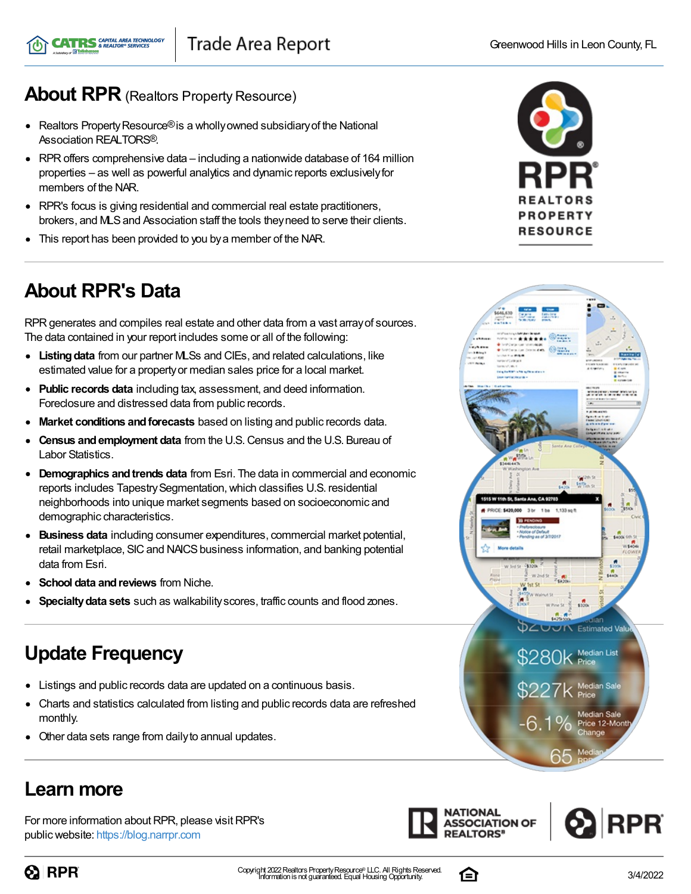# About RPR (Realtors Property Resource)

- Realtors Property Resource® is a wholly owned subsidiary of the National Association REALTORS®.
- RPR offers comprehensive data – including a nationwide database of 164 million properties – as well as powerful analytics and dynamic reports exclusively for members of the NAR.
- RPR's focus is giving residential and commercial real estate practitioners, brokers, and MLS and Association staff the tools they need to serve their clients.
- This report has been provided to you by a member of the NAR.

# About RPR's Data

RPR generates and compiles real estate and other data from a vast array of sources. The data contained in your report includes some or all of the following:

- **Listing data** from our partner MLSs and CIEs, and related calculations, like estimated value for a property or median sales price for a local market.
- **Public records data** including tax, assessment, and deed information. Foreclosure and distressed data from public records.
- **Market conditions and forecasts** based on listing and public records data.
- **Census and employment data** from the U.S. Census and the U.S. Bureau of Labor Statistics.
- **Demographics and trends data** from Esri. The data in commercial and economic reports includes Tapestry Segmentation, which classifies U.S. residential neighborhoods into unique market segments based on socioeconomic and demographic characteristics.
- **Business data** including consumer expenditures, commercial market potential, retail marketplace, SIC and NAICS business information, and banking potential data from Esri.
- **School data and reviews** from Niche.
- **Specialty data sets** such as walkability scores, traffic counts and flood zones.

# Update Frequency

- Listings and public records data are updated on a continuous basis.
- Charts and statistics calculated from listing and public records data are refreshed monthly.
- Other data sets range from daily to annual updates.

# Learn more

For more information about RPR, please visit RPR's public website: https://blog.narrpr.com